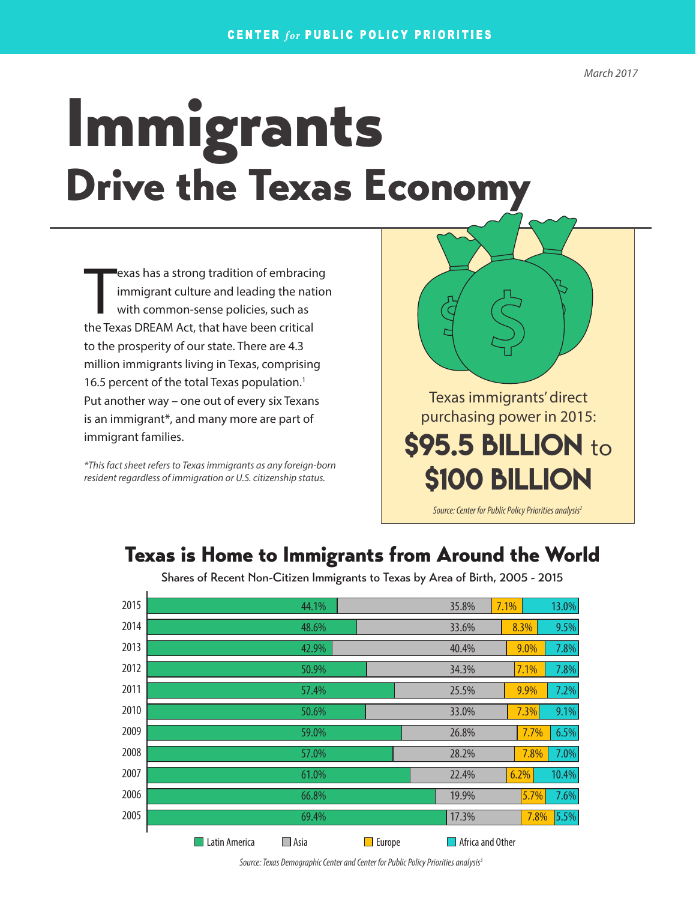CENTER *for* PUBLIC POLICY PRIORITIES

*March 2017*

# Immigrants
## Drive the Texas Economy

Texas has a strong tradition of embracing immigrant culture and leading the nation with common-sense policies, such as the Texas DREAM Act, that have been critical to the prosperity of our state. There are 4.3 million immigrants living in Texas, comprising 16.5 percent of the total Texas population.[1] Put another way – one out of every six Texans is an immigrant*, and many more are part of immigrant families.

*\*This fact sheet refers to Texas immigrants as any foreign-born resident regardless of immigration or U.S. citizenship status.*

Texas immigrants' direct purchasing power in 2015:

**$95.5 BILLION** to **$100 BILLION**

*Source: Center for Public Policy Priorities analysis[2]*

## Texas is Home to Immigrants from Around the World

Shares of Recent Non-Citizen Immigrants to Texas by Area of Birth, 2005 - 2015

2015: 44.1%, 35.8%, 7.1%, 13.0%
2014: 48.6%, 33.6%, 8.3%, 9.5%
2013: 42.9%, 40.4%, 9.0%, 7.8%
2012: 50.9%, 34.3%, 7.1%, 7.8%
2011: 57.4%, 25.5%, 9.9%, 7.2%
2010: 50.6%, 33.0%, 7.3%, 9.1%
2009: 59.0%, 26.8%, 7.7%, 6.5%
2008: 57.0%, 28.2%, 7.8%, 7.0%
2007: 61.0%, 22.4%, 6.2%, 10.4%
2006: 66.8%, 19.9%, 5.7%, 7.6%
2005: 69.4%, 17.3%, 7.8%, 5.5%

Latin America, Asia, Europe, Africa and Other

*Source: Texas Demographic Center and Center for Public Policy Priorities analysis[3]*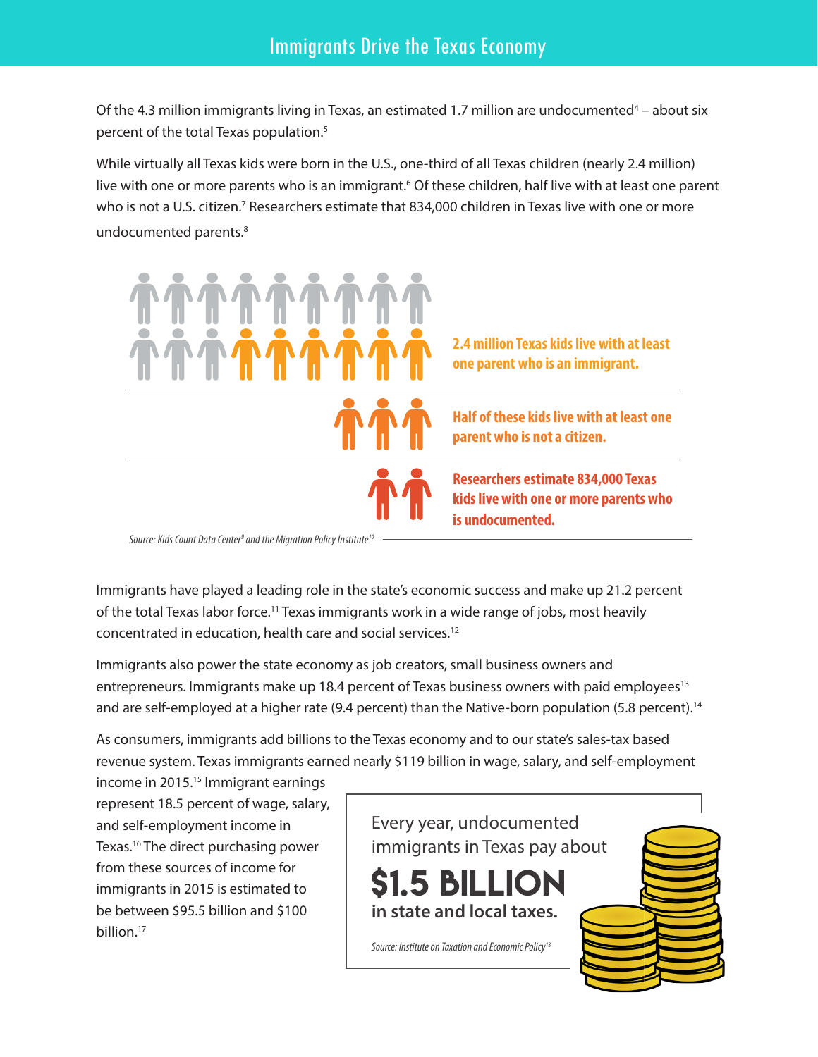## Immigrants Drive the Texas Economy

Of the 4.3 million immigrants living in Texas, an estimated 1.7 million are undocumented[4] – about six percent of the total Texas population.[5]

While virtually all Texas kids were born in the U.S., one-third of all Texas children (nearly 2.4 million) live with one or more parents who is an immigrant.[6] Of these children, half live with at least one parent who is not a U.S. citizen.[7] Researchers estimate that 834,000 children in Texas live with one or more undocumented parents.[8]

**2.4 million Texas kids live with at least one parent who is an immigrant.**

**Half of these kids live with at least one parent who is not a citizen.**

**Researchers estimate 834,000 Texas kids live with one or more parents who is undocumented.**

*Source: Kids Count Data Center[9] and the Migration Policy Institute[10]*

Immigrants have played a leading role in the state's economic success and make up 21.2 percent of the total Texas labor force.[11] Texas immigrants work in a wide range of jobs, most heavily concentrated in education, health care and social services.[12]

Immigrants also power the state economy as job creators, small business owners and entrepreneurs. Immigrants make up 18.4 percent of Texas business owners with paid employees[13] and are self-employed at a higher rate (9.4 percent) than the Native-born population (5.8 percent).[14]

As consumers, immigrants add billions to the Texas economy and to our state's sales-tax based revenue system. Texas immigrants earned nearly $119 billion in wage, salary, and self-employment income in 2015.[15] Immigrant earnings represent 18.5 percent of wage, salary, and self-employment income in Texas.[16] The direct purchasing power from these sources of income for immigrants in 2015 is estimated to be between $95.5 billion and $100 billion.[17]

Every year, undocumented immigrants in Texas pay about **$1.5 BILLION in state and local taxes.**

*Source: Institute on Taxation and Economic Policy[18]*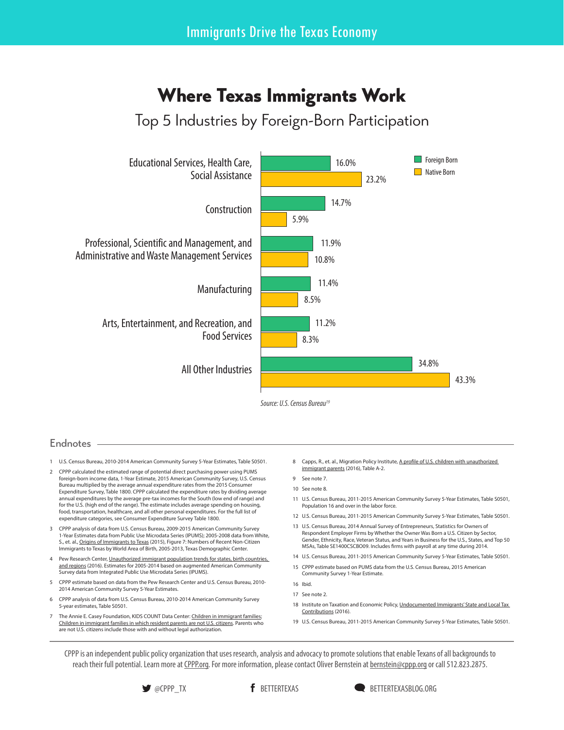# Immigrants Drive the Texas Economy

## Where Texas Immigrants Work

### Top 5 Industries by Foreign-Born Participation

Foreign Born
Native Born

Educational Services, Health Care, Social Assistance
16.0%
23.2%

Construction
14.7%
5.9%

Professional, Scientific and Management, and Administrative and Waste Management Services
11.9%
10.8%

Manufacturing
11.4%
8.5%

Arts, Entertainment, and Recreation, and Food Services
11.2%
8.3%

All Other Industries
34.8%
43.3%

*Source: U.S. Census Bureau[19]*

## Endnotes

1. U.S. Census Bureau, 2010-2014 American Community Survey 5-Year Estimates, Table S0501.
2. CPPP calculated the estimated range of potential direct purchasing power using PUMS foreign-born income data, 1-Year Estimate, 2015 American Community Survey, U.S. Census Bureau multiplied by the average annual expenditure rates from the 2015 Consumer Expenditure Survey, Table 1800. CPPP calculated the expenditure rates by dividing average annual expenditures by the average pre-tax incomes for the South (low end of range) and for the U.S. (high end of the range). The estimate includes average spending on housing, food, transportation, healthcare, and all other personal expenditures. For the full list of expenditure categories, see Consumer Expenditure Survey Table 1800.
3. CPPP analysis of data from U.S. Census Bureau, 2009-2015 American Community Survey 1-Year Estimates data from Public Use Microdata Series (IPUMS); 2005-2008 data from White, S., et. al., Origins of Immigrants to Texas (2015), Figure 7: Numbers of Recent Non-Citizen Immigrants to Texas by World Area of Birth, 2005-2013, Texas Demographic Center.
4. Pew Research Center, Unauthorized immigrant population trends for states, birth countries, and regions (2016). Estimates for 2005-2014 based on augmented American Community Survey data from Integrated Public Use Microdata Series (IPUMS).
5. CPPP estimate based on data from the Pew Research Center and U.S. Census Bureau, 2010-2014 American Community Survey 5-Year Estimates.
6. CPPP analysis of data from U.S. Census Bureau, 2010-2014 American Community Survey 5-year estimates, Table S0501.
7. The Annie E. Casey Foundation, KIDS COUNT Data Center: Children in immigrant families; Children in immigrant families in which resident parents are not U.S. citizens. Parents who are not U.S. citizens include those with and without legal authorization.
8. Capps, R., et. al., Migration Policy Institute, A profile of U.S. children with unauthorized immigrant parents (2016), Table A-2.
9. See note 7.
10. See note 8.
11. U.S. Census Bureau, 2011-2015 American Community Survey 5-Year Estimates, Table S0501, Population 16 and over in the labor force.
12. U.S. Census Bureau, 2011-2015 American Community Survey 5-Year Estimates, Table S0501.
13. U.S. Census Bureau, 2014 Annual Survey of Entrepreneurs, Statistics for Owners of Respondent Employer Firms by Whether the Owner Was Born a U.S. Citizen by Sector, Gender, Ethnicity, Race, Veteran Status, and Years in Business for the U.S., States, and Top 50 MSAs, Table SE1400CSCBO09. Includes firms with payroll at any time during 2014.
14. U.S. Census Bureau, 2011-2015 American Community Survey 5-Year Estimates, Table S0501.
15. CPPP estimate based on PUMS data from the U.S. Census Bureau, 2015 American Community Survey 1-Year Estimate.
16. Ibid.
17. See note 2.
18. Institute on Taxation and Economic Policy, Undocumented Immigrants' State and Local Tax Contributions (2016).
19. U.S. Census Bureau, 2011-2015 American Community Survey 5-Year Estimates, Table S0501.

CPPP is an independent public policy organization that uses research, analysis and advocacy to promote solutions that enable Texans of all backgrounds to reach their full potential. Learn more at CPPP.org. For more information, please contact Oliver Bernstein at bernstein@cppp.org or call 512.823.2875.

@CPPP_TX    BETTERTEXAS    BETTERTEXASBLOG.ORG